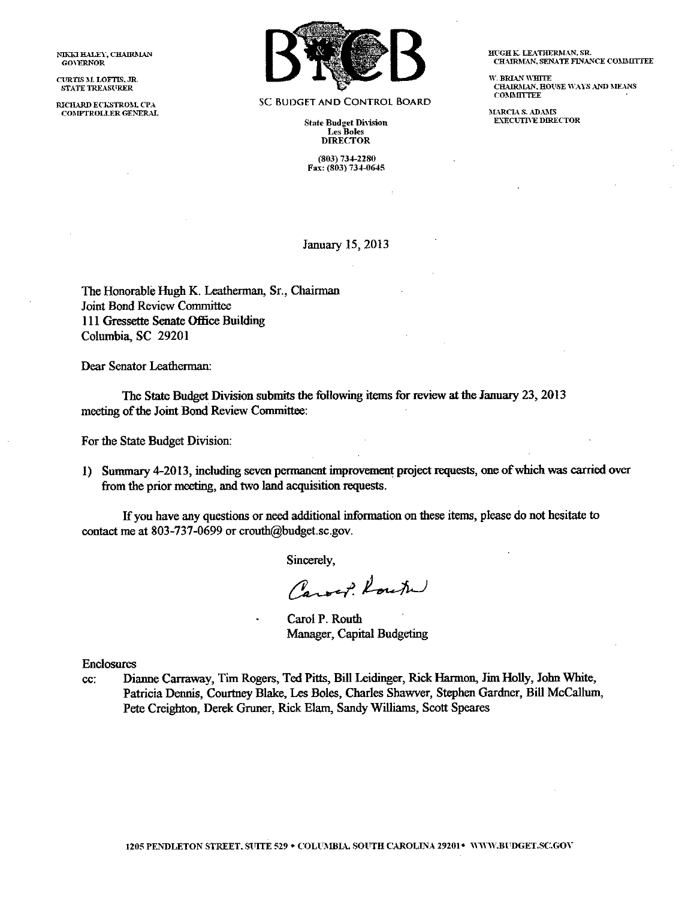NIKKI HALEY, CHAIRMAN
GOVERNOR

CURTIS M. LOFTIS, JR.
STATE TREASURER

RICHARD ECKSTROM, CPA
COMPTROLLER GENERAL

SC BUDGET AND CONTROL BOARD

State Budget Division
Les Boles
DIRECTOR

(803) 734-2280
Fax: (803) 734-0645

HUGH K. LEATHERMAN, SR.
CHAIRMAN, SENATE FINANCE COMMITTEE

W. BRIAN WHITE
CHAIRMAN, HOUSE WAYS AND MEANS COMMITTEE

MARCIA S. ADAMS
EXECUTIVE DIRECTOR

January 15, 2013

The Honorable Hugh K. Leatherman, Sr., Chairman
Joint Bond Review Committee
111 Gressette Senate Office Building
Columbia, SC 29201

Dear Senator Leatherman:

The State Budget Division submits the following items for review at the January 23, 2013 meeting of the Joint Bond Review Committee:

For the State Budget Division:

1) Summary 4-2013, including seven permanent improvement project requests, one of which was carried over from the prior meeting, and two land acquisition requests.

If you have any questions or need additional information on these items, please do not hesitate to contact me at 803-737-0699 or crouth@budget.sc.gov.

Sincerely,

Carol P. Routh

Carol P. Routh
Manager, Capital Budgeting

Enclosures

cc: Dianne Carraway, Tim Rogers, Ted Pitts, Bill Leidinger, Rick Harmon, Jim Holly, John White, Patricia Dennis, Courtney Blake, Les Boles, Charles Shawver, Stephen Gardner, Bill McCallum, Pete Creighton, Derek Gruner, Rick Elam, Sandy Williams, Scott Speares

1205 PENDLETON STREET, SUITE 529 • COLUMBIA, SOUTH CAROLINA 29201 • WWW.BUDGET.SC.GOV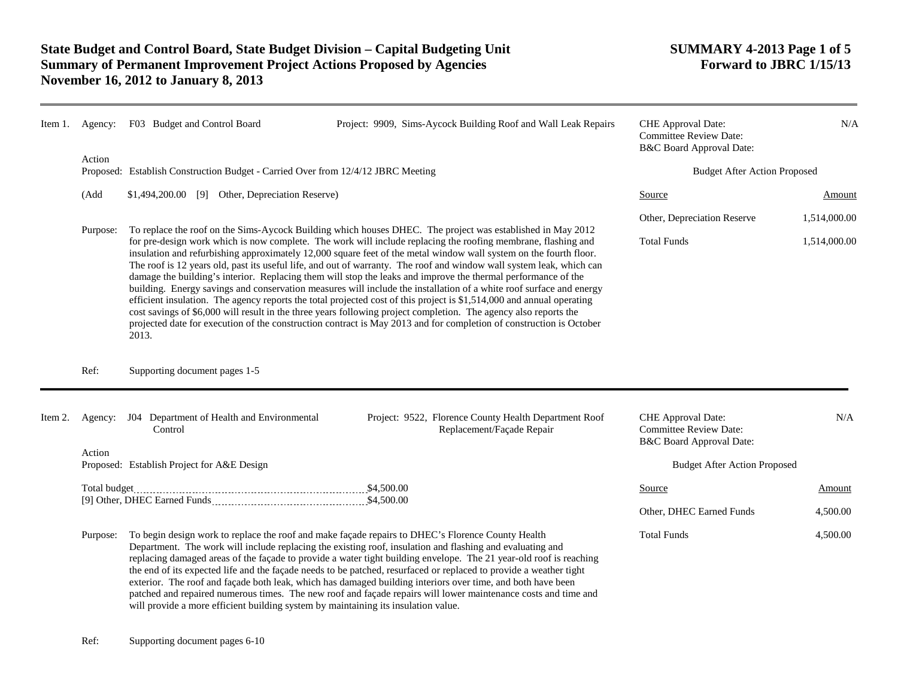# State Budget and Control Board, State Budget Division – Capital Budgeting Unit
# Summary of Permanent Improvement Project Actions Proposed by Agencies
# November 16, 2012 to January 8, 2013

**SUMMARY 4-2013 Page 1 of 5**
**Forward to JBRC 1/15/13**

---

**Item 1.** Agency: F03 Budget and Control Board

Project: 9909, Sims-Aycock Building Roof and Wall Leak Repairs

CHE Approval Date: N/A
Committee Review Date:
B&C Board Approval Date:

Action Proposed: Establish Construction Budget - Carried Over from 12/4/12 JBRC Meeting

(Add $1,494,200.00 [9] Other, Depreciation Reserve)

Budget After Action Proposed

| Source | Amount |
|---|---|
| Other, Depreciation Reserve | 1,514,000.00 |
| Total Funds | 1,514,000.00 |

Purpose: To replace the roof on the Sims-Aycock Building which houses DHEC. The project was established in May 2012 for pre-design work which is now complete. The work will include replacing the roofing membrane, flashing and insulation and refurbishing approximately 12,000 square feet of the metal window wall system on the fourth floor. The roof is 12 years old, past its useful life, and out of warranty. The roof and window wall system leak, which can damage the building's interior. Replacing them will stop the leaks and improve the thermal performance of the building. Energy savings and conservation measures will include the installation of a white roof surface and energy efficient insulation. The agency reports the total projected cost of this project is $1,514,000 and annual operating cost savings of $6,000 will result in the three years following project completion. The agency also reports the projected date for execution of the construction contract is May 2013 and for completion of construction is October 2013.

Ref: Supporting document pages 1-5

---

**Item 2.** Agency: J04 Department of Health and Environmental Control

Project: 9522, Florence County Health Department Roof Replacement/Façade Repair

CHE Approval Date: N/A
Committee Review Date:
B&C Board Approval Date:

Action Proposed: Establish Project for A&E Design

Total budget ........ $4,500.00
[9] Other, DHEC Earned Funds ........ $4,500.00

Budget After Action Proposed

| Source | Amount |
|---|---|
| Other, DHEC Earned Funds | 4,500.00 |
| Total Funds | 4,500.00 |

Purpose: To begin design work to replace the roof and make façade repairs to DHEC's Florence County Health Department. The work will include replacing the existing roof, insulation and flashing and evaluating and replacing damaged areas of the façade to provide a water tight building envelope. The 21 year-old roof is reaching the end of its expected life and the façade needs to be patched, resurfaced or replaced to provide a weather tight exterior. The roof and façade both leak, which has damaged building interiors over time, and both have been patched and repaired numerous times. The new roof and façade repairs will lower maintenance costs and time and will provide a more efficient building system by maintaining its insulation value.

Ref: Supporting document pages 6-10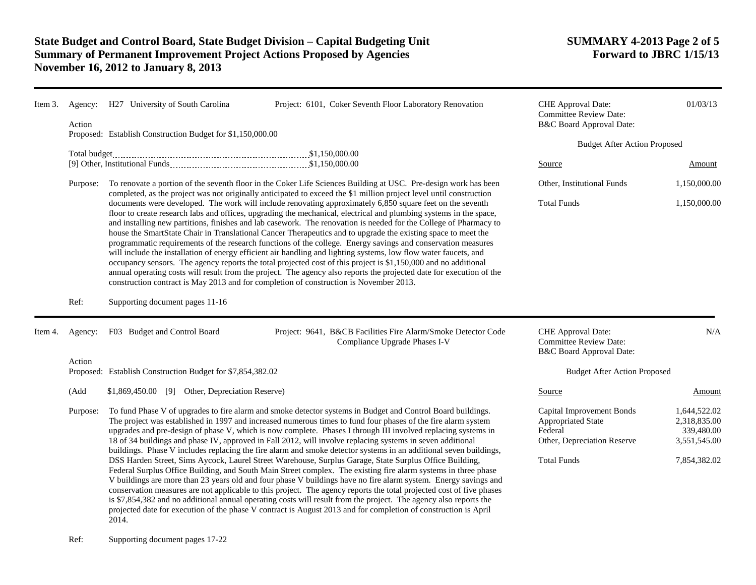**State Budget and Control Board, State Budget Division – Capital Budgeting Unit**
**Summary of Permanent Improvement Project Actions Proposed by Agencies**
**November 16, 2012 to January 8, 2013**

**SUMMARY 4-2013 Page 2 of 5**
**Forward to JBRC 1/15/13**

---

**Item 3.** Agency: H27 University of South Carolina — Project: 6101, Coker Seventh Floor Laboratory Renovation

CHE Approval Date: 01/03/13
Committee Review Date:
B&C Board Approval Date:

Action Proposed: Establish Construction Budget for $1,150,000.00

Total budget ............ $1,150,000.00
[9] Other, Institutional Funds ............ $1,150,000.00

Purpose: To renovate a portion of the seventh floor in the Coker Life Sciences Building at USC. Pre-design work has been completed, as the project was not originally anticipated to exceed the $1 million project level until construction documents were developed. The work will include renovating approximately 6,850 square feet on the seventh floor to create research labs and offices, upgrading the mechanical, electrical and plumbing systems in the space, and installing new partitions, finishes and lab casework. The renovation is needed for the College of Pharmacy to house the SmartState Chair in Translational Cancer Therapeutics and to upgrade the existing space to meet the programmatic requirements of the research functions of the college. Energy savings and conservation measures will include the installation of energy efficient air handling and lighting systems, low flow water faucets, and occupancy sensors. The agency reports the total projected cost of this project is $1,150,000 and no additional annual operating costs will result from the project. The agency also reports the projected date for execution of the construction contract is May 2013 and for completion of construction is November 2013.

Ref: Supporting document pages 11-16

Budget After Action Proposed

| Source | Amount |
|---|---|
| Other, Institutional Funds | 1,150,000.00 |
| Total Funds | 1,150,000.00 |

---

**Item 4.** Agency: F03 Budget and Control Board — Project: 9641, B&CB Facilities Fire Alarm/Smoke Detector Code Compliance Upgrade Phases I-V

CHE Approval Date: N/A
Committee Review Date:
B&C Board Approval Date:

Action Proposed: Establish Construction Budget for $7,854,382.02

(Add $1,869,450.00 [9] Other, Depreciation Reserve)

Purpose: To fund Phase V of upgrades to fire alarm and smoke detector systems in Budget and Control Board buildings. The project was established in 1997 and increased numerous times to fund four phases of the fire alarm system upgrades and pre-design of phase V, which is now complete. Phases I through III involved replacing systems in 18 of 34 buildings and phase IV, approved in Fall 2012, will involve replacing systems in seven additional buildings. Phase V includes replacing the fire alarm and smoke detector systems in an additional seven buildings, DSS Harden Street, Sims Aycock, Laurel Street Warehouse, Surplus Garage, State Surplus Office Building, Federal Surplus Office Building, and South Main Street complex. The existing fire alarm systems in three phase V buildings are more than 23 years old and four phase V buildings have no fire alarm system. Energy savings and conservation measures are not applicable to this project. The agency reports the total projected cost of five phases is $7,854,382 and no additional annual operating costs will result from the project. The agency also reports the projected date for execution of the phase V contract is August 2013 and for completion of construction is April 2014.

Ref: Supporting document pages 17-22

Budget After Action Proposed

| Source | Amount |
|---|---|
| Capital Improvement Bonds | 1,644,522.02 |
| Appropriated State | 2,318,835.00 |
| Federal | 339,480.00 |
| Other, Depreciation Reserve | 3,551,545.00 |
| Total Funds | 7,854,382.02 |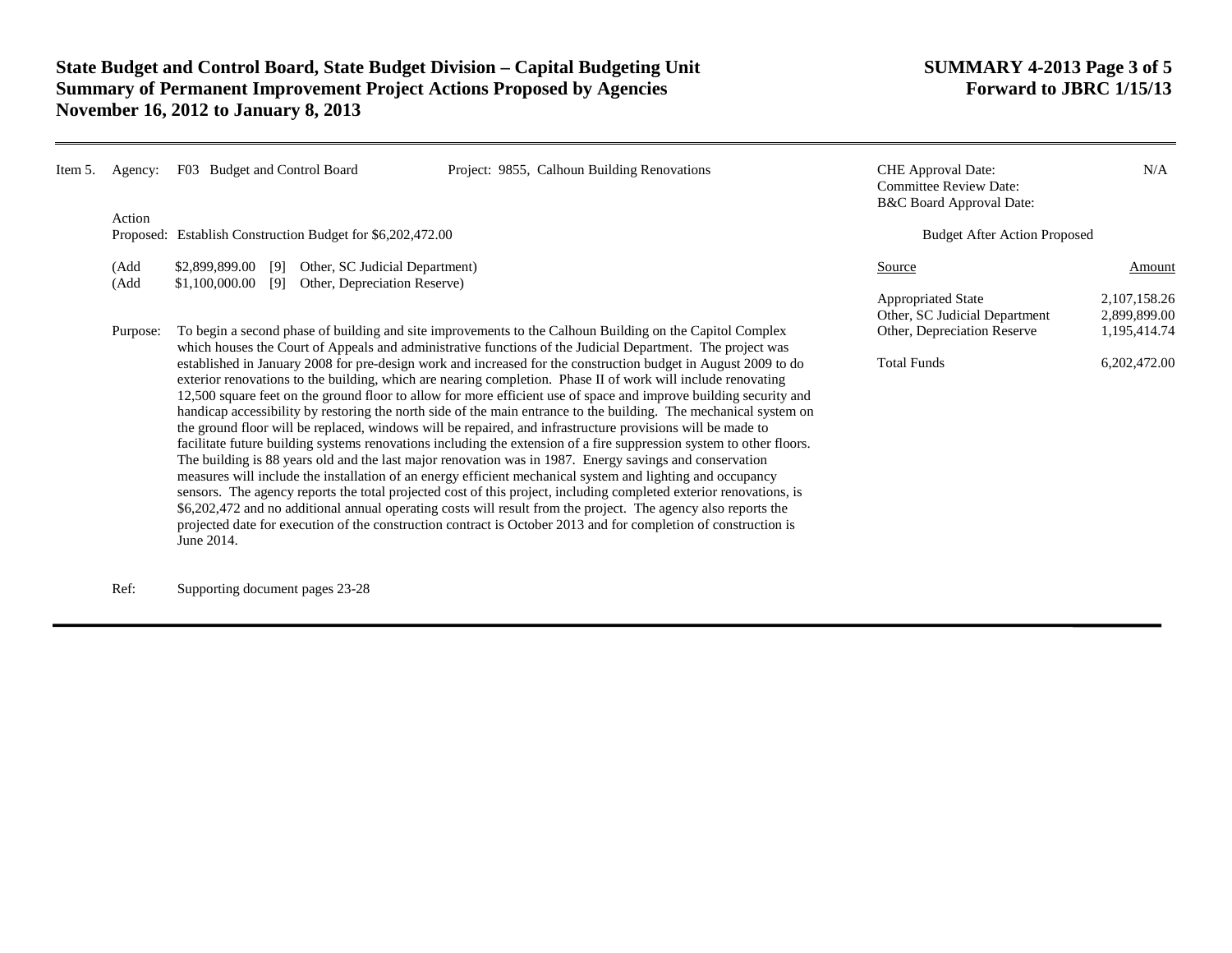Item 5. Agency: F03 Budget and Control Board  Project: 9855, Calhoun Building Renovations

| | |
|---|---|
| CHE Approval Date: | N/A |
| Committee Review Date: | |
| B&C Board Approval Date: | |

Action Proposed: Establish Construction Budget for $6,202,472.00

(Add $2,899,899.00 [9] Other, SC Judicial Department)
(Add $1,100,000.00 [9] Other, Depreciation Reserve)

**Budget After Action Proposed**

| Source | Amount |
|---|---|
| Appropriated State | 2,107,158.26 |
| Other, SC Judicial Department | 2,899,899.00 |
| Other, Depreciation Reserve | 1,195,414.74 |
| Total Funds | 6,202,472.00 |

Purpose: To begin a second phase of building and site improvements to the Calhoun Building on the Capitol Complex which houses the Court of Appeals and administrative functions of the Judicial Department. The project was established in January 2008 for pre-design work and increased for the construction budget in August 2009 to do exterior renovations to the building, which are nearing completion. Phase II of work will include renovating 12,500 square feet on the ground floor to allow for more efficient use of space and improve building security and handicap accessibility by restoring the north side of the main entrance to the building. The mechanical system on the ground floor will be replaced, windows will be repaired, and infrastructure provisions will be made to facilitate future building systems renovations including the extension of a fire suppression system to other floors. The building is 88 years old and the last major renovation was in 1987. Energy savings and conservation measures will include the installation of an energy efficient mechanical system and lighting and occupancy sensors. The agency reports the total projected cost of this project, including completed exterior renovations, is $6,202,472 and no additional annual operating costs will result from the project. The agency also reports the projected date for execution of the construction contract is October 2013 and for completion of construction is June 2014.

Ref: Supporting document pages 23-28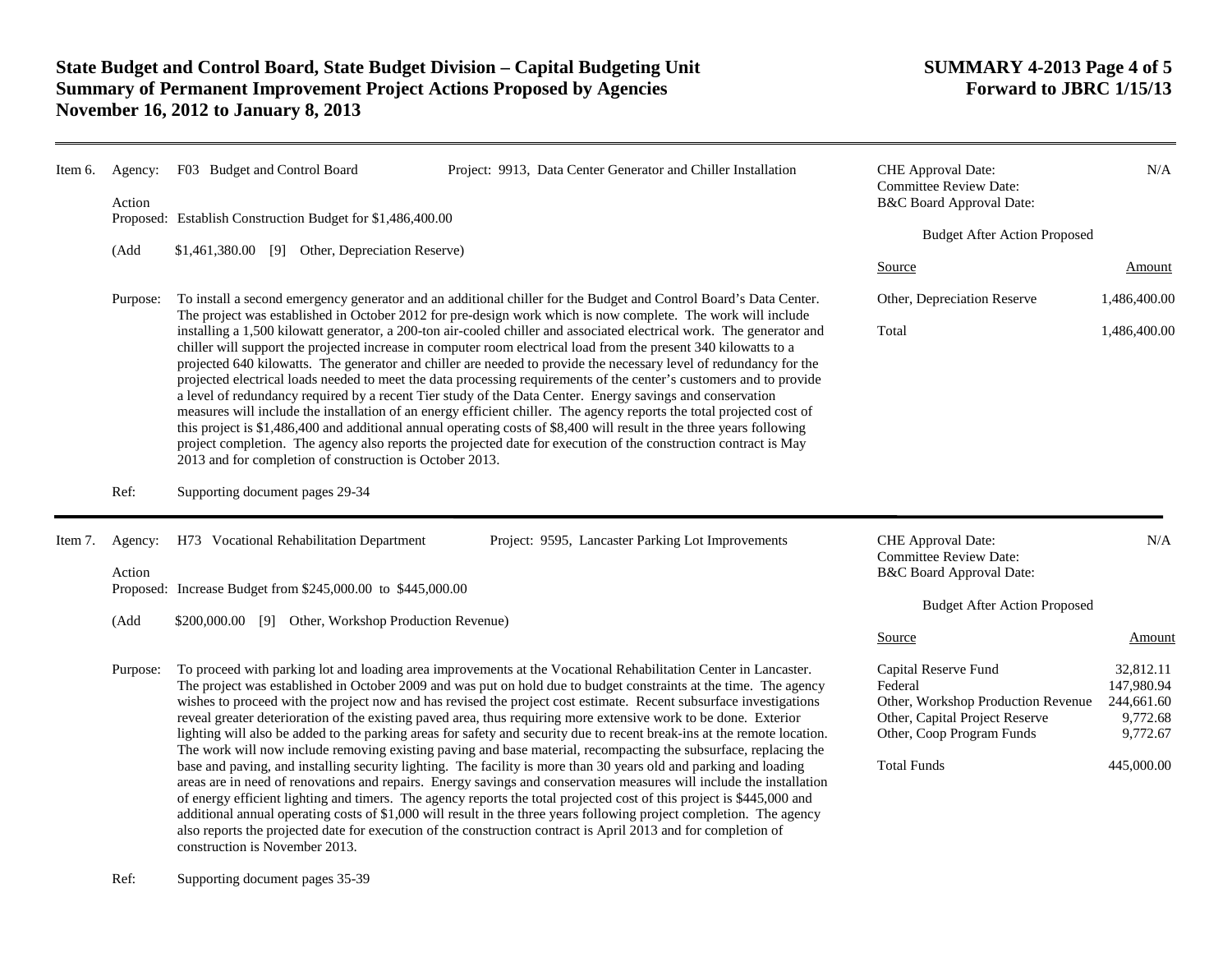# State Budget and Control Board, State Budget Division – Capital Budgeting Unit
## Summary of Permanent Improvement Project Actions Proposed by Agencies
## November 16, 2012 to January 8, 2013

**SUMMARY 4-2013 Page 4 of 5**
**Forward to JBRC 1/15/13**

---

**Item 6.** Agency: F03 Budget and Control Board — Project: 9913, Data Center Generator and Chiller Installation

Action Proposed: Establish Construction Budget for $1,486,400.00

(Add $1,461,380.00 [9] Other, Depreciation Reserve)

Purpose: To install a second emergency generator and an additional chiller for the Budget and Control Board's Data Center. The project was established in October 2012 for pre-design work which is now complete. The work will include installing a 1,500 kilowatt generator, a 200-ton air-cooled chiller and associated electrical work. The generator and chiller will support the projected increase in computer room electrical load from the present 340 kilowatts to a projected 640 kilowatts. The generator and chiller are needed to provide the necessary level of redundancy for the projected electrical loads needed to meet the data processing requirements of the center's customers and to provide a level of redundancy required by a recent Tier study of the Data Center. Energy savings and conservation measures will include the installation of an energy efficient chiller. The agency reports the total projected cost of this project is $1,486,400 and additional annual operating costs of $8,400 will result in the three years following project completion. The agency also reports the projected date for execution of the construction contract is May 2013 and for completion of construction is October 2013.

Ref: Supporting document pages 29-34

CHE Approval Date: N/A
Committee Review Date:
B&C Board Approval Date:

Budget After Action Proposed

| Source | Amount |
|---|---|
| Other, Depreciation Reserve | 1,486,400.00 |
| Total | 1,486,400.00 |

---

**Item 7.** Agency: H73 Vocational Rehabilitation Department — Project: 9595, Lancaster Parking Lot Improvements

Action Proposed: Increase Budget from $245,000.00 to $445,000.00

(Add $200,000.00 [9] Other, Workshop Production Revenue)

Purpose: To proceed with parking lot and loading area improvements at the Vocational Rehabilitation Center in Lancaster. The project was established in October 2009 and was put on hold due to budget constraints at the time. The agency wishes to proceed with the project now and has revised the project cost estimate. Recent subsurface investigations reveal greater deterioration of the existing paved area, thus requiring more extensive work to be done. Exterior lighting will also be added to the parking areas for safety and security due to recent break-ins at the remote location. The work will now include removing existing paving and base material, recompacting the subsurface, replacing the base and paving, and installing security lighting. The facility is more than 30 years old and parking and loading areas are in need of renovations and repairs. Energy savings and conservation measures will include the installation of energy efficient lighting and timers. The agency reports the total projected cost of this project is $445,000 and additional annual operating costs of $1,000 will result in the three years following project completion. The agency also reports the projected date for execution of the construction contract is April 2013 and for completion of construction is November 2013.

Ref: Supporting document pages 35-39

CHE Approval Date: N/A
Committee Review Date:
B&C Board Approval Date:

Budget After Action Proposed

| Source | Amount |
|---|---|
| Capital Reserve Fund | 32,812.11 |
| Federal | 147,980.94 |
| Other, Workshop Production Revenue | 244,661.60 |
| Other, Capital Project Reserve | 9,772.68 |
| Other, Coop Program Funds | 9,772.67 |
| Total Funds | 445,000.00 |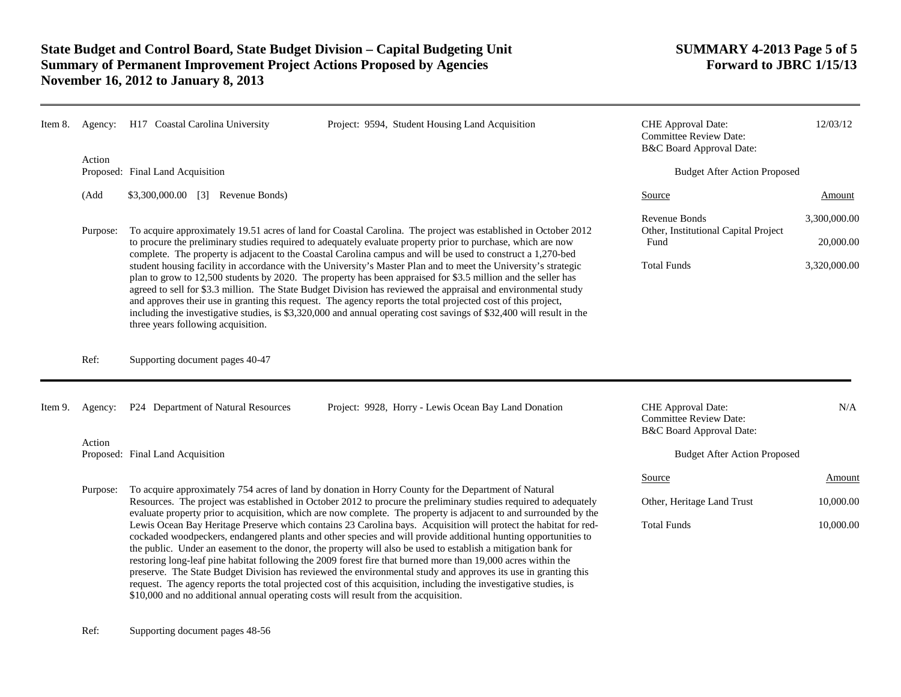# State Budget and Control Board, State Budget Division – Capital Budgeting Unit
# Summary of Permanent Improvement Project Actions Proposed by Agencies
# November 16, 2012 to January 8, 2013

**SUMMARY 4-2013 Page 5 of 5**
**Forward to JBRC 1/15/13**

---

Item 8. Agency: H17 Coastal Carolina University

Project: 9594, Student Housing Land Acquisition

CHE Approval Date: 12/03/12
Committee Review Date:
B&C Board Approval Date:

Action Proposed: Final Land Acquisition

(Add $3,300,000.00 [3] Revenue Bonds)

Purpose: To acquire approximately 19.51 acres of land for Coastal Carolina. The project was established in October 2012 to procure the preliminary studies required to adequately evaluate property prior to purchase, which are now complete. The property is adjacent to the Coastal Carolina campus and will be used to construct a 1,270-bed student housing facility in accordance with the University's Master Plan and to meet the University's strategic plan to grow to 12,500 students by 2020. The property has been appraised for $3.5 million and the seller has agreed to sell for $3.3 million. The State Budget Division has reviewed the appraisal and environmental study and approves their use in granting this request. The agency reports the total projected cost of this project, including the investigative studies, is $3,320,000 and annual operating cost savings of $32,400 will result in the three years following acquisition.

Budget After Action Proposed

| Source | Amount |
|---|---|
| Revenue Bonds | 3,300,000.00 |
| Other, Institutional Capital Project Fund | 20,000.00 |
| Total Funds | 3,320,000.00 |

Ref: Supporting document pages 40-47

---

Item 9. Agency: P24 Department of Natural Resources

Project: 9928, Horry - Lewis Ocean Bay Land Donation

CHE Approval Date: N/A
Committee Review Date:
B&C Board Approval Date:

Action Proposed: Final Land Acquisition

Purpose: To acquire approximately 754 acres of land by donation in Horry County for the Department of Natural Resources. The project was established in October 2012 to procure the preliminary studies required to adequately evaluate property prior to acquisition, which are now complete. The property is adjacent to and surrounded by the Lewis Ocean Bay Heritage Preserve which contains 23 Carolina bays. Acquisition will protect the habitat for red-cockaded woodpeckers, endangered plants and other species and will provide additional hunting opportunities to the public. Under an easement to the donor, the property will also be used to establish a mitigation bank for restoring long-leaf pine habitat following the 2009 forest fire that burned more than 19,000 acres within the preserve. The State Budget Division has reviewed the environmental study and approves its use in granting this request. The agency reports the total projected cost of this acquisition, including the investigative studies, is $10,000 and no additional annual operating costs will result from the acquisition.

Budget After Action Proposed

| Source | Amount |
|---|---|
| Other, Heritage Land Trust | 10,000.00 |
| Total Funds | 10,000.00 |

Ref: Supporting document pages 48-56